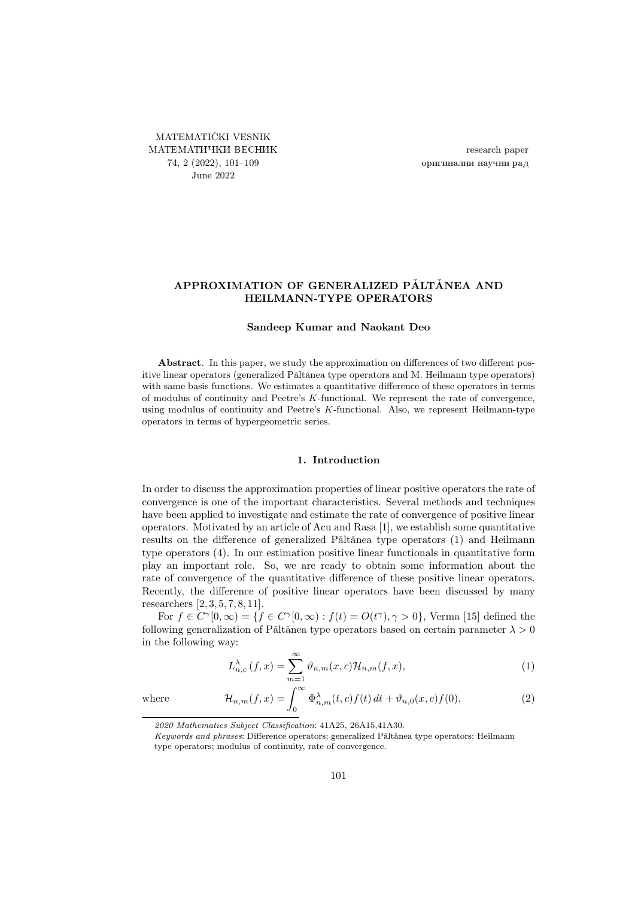# APPROXIMATION OF GENERALIZED PĂLTĂNEA AND HEILMANN-TYPE OPERATORS

**Sandeep Kumar and Naokant Deo**

**Abstract**. In this paper, we study the approximation on differences of two different positive linear operators (generalized Păltănea type operators and M. Heilmann type operators) with same basis functions. We estimates a quantitative difference of these operators in terms of modulus of continuity and Peetre's $K$-functional. We represent the rate of convergence, using modulus of continuity and Peetre's $K$-functional. Also, we represent Heilmann-type operators in terms of hypergeometric series.

## 1. Introduction

In order to discuss the approximation properties of linear positive operators the rate of convergence is one of the important characteristics. Several methods and techniques have been applied to investigate and estimate the rate of convergence of positive linear operators. Motivated by an article of Acu and Rasa [1], we establish some quantitative results on the difference of generalized Păltănea type operators (1) and Heilmann type operators (4). In our estimation positive linear functionals in quantitative form play an important role. So, we are ready to obtain some information about the rate of convergence of the quantitative difference of these positive linear operators. Recently, the difference of positive linear operators have been discussed by many researchers [2, 3, 5, 7, 8, 11].

For $f \in C^{\gamma}[0,\infty) = \{f \in C^{\gamma}[0,\infty) : f(t) = O(t^{\gamma}), \gamma > 0\}$, Verma [15] defined the following generalization of Păltănea type operators based on certain parameter $\lambda > 0$ in the following way:

$$L_{n,c}^{\lambda}(f,x) = \sum_{m=1}^{\infty} \vartheta_{n,m}(x,c)\mathcal{H}_{n,m}(f,x), \tag{1}$$

where

$$\mathcal{H}_{n,m}(f,x) = \int_0^{\infty} \Phi_{n,m}^{\lambda}(t,c)f(t)\,dt + \vartheta_{n,0}(x,c)f(0), \tag{2}$$

*2020 Mathematics Subject Classification*: 41A25, 26A15,41A30.

*Keywords and phrases*: Difference operators; generalized Păltănea type operators; Heilmann type operators; modulus of continuity, rate of convergence.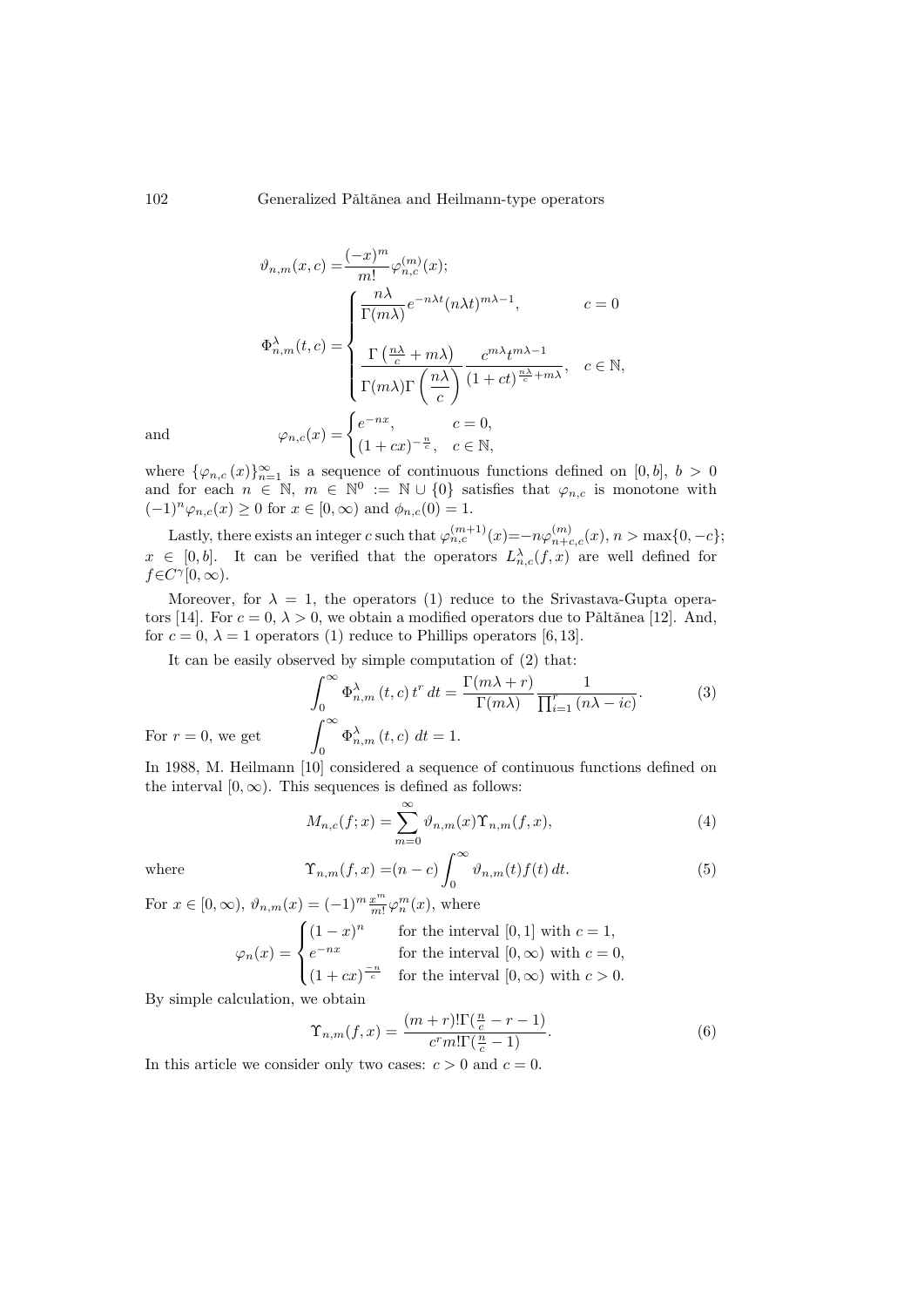$$\vartheta_{n,m}(x,c) = \frac{(-x)^m}{m!}\varphi_{n,c}^{(m)}(x);$$

$$\Phi_{n,m}^{\lambda}(t,c) = \begin{cases} \dfrac{n\lambda}{\Gamma(m\lambda)} e^{-n\lambda t}(n\lambda t)^{m\lambda - 1}, & c = 0 \\ \dfrac{\Gamma\left(\frac{n\lambda}{c} + m\lambda\right)}{\Gamma(m\lambda)\Gamma\left(\dfrac{n\lambda}{c}\right)} \dfrac{c^{m\lambda} t^{m\lambda - 1}}{(1+ct)^{\frac{n\lambda}{c} + m\lambda}}, & c \in \mathbb{N}, \end{cases}$$

and
$$\varphi_{n,c}(x) = \begin{cases} e^{-nx}, & c = 0, \\ (1+cx)^{-\frac{n}{c}}, & c \in \mathbb{N}, \end{cases}$$

where $\{\varphi_{n,c}(x)\}_{n=1}^{\infty}$ is a sequence of continuous functions defined on $[0,b]$, $b > 0$ and for each $n \in \mathbb{N}$, $m \in \mathbb{N}^0 := \mathbb{N} \cup \{0\}$ satisfies that $\varphi_{n,c}$ is monotone with $(-1)^n \varphi_{n,c}(x) \geq 0$ for $x \in [0,\infty)$ and $\phi_{n,c}(0) = 1$.

Lastly, there exists an integer $c$ such that $\varphi_{n,c}^{(m+1)}(x) = -n\varphi_{n+c,c}^{(m)}(x)$, $n > \max\{0, -c\}$; $x \in [0,b]$. It can be verified that the operators $L_{n,c}^{\lambda}(f,x)$ are well defined for $f \in C^{\gamma}[0,\infty)$.

Moreover, for $\lambda = 1$, the operators (1) reduce to the Srivastava-Gupta operators [14]. For $c = 0$, $\lambda > 0$, we obtain a modified operators due to Păltănea [12]. And, for $c = 0$, $\lambda = 1$ operators (1) reduce to Phillips operators [6, 13].

It can be easily observed by simple computation of (2) that:

$$\int_0^{\infty} \Phi_{n,m}^{\lambda}(t,c)\, t^r \, dt = \frac{\Gamma(m\lambda + r)}{\Gamma(m\lambda)} \frac{1}{\prod_{i=1}^{r}(n\lambda - ic)}. \tag{3}$$

For $r = 0$, we get
$$\int_0^{\infty} \Phi_{n,m}^{\lambda}(t,c)\, dt = 1.$$

In 1988, M. Heilmann [10] considered a sequence of continuous functions defined on the interval $[0,\infty)$. This sequences is defined as follows:

$$M_{n,c}(f;x) = \sum_{m=0}^{\infty} \vartheta_{n,m}(x) \Upsilon_{n,m}(f,x), \tag{4}$$

where
$$\Upsilon_{n,m}(f,x) = (n-c)\int_0^{\infty} \vartheta_{n,m}(t) f(t)\, dt. \tag{5}$$

For $x \in [0,\infty)$, $\vartheta_{n,m}(x) = (-1)^m \frac{x^m}{m!} \varphi_n^m(x)$, where

$$\varphi_n(x) = \begin{cases} (1-x)^n & \text{for the interval } [0,1] \text{ with } c = 1, \\ e^{-nx} & \text{for the interval } [0,\infty) \text{ with } c = 0, \\ (1+cx)^{\frac{-n}{c}} & \text{for the interval } [0,\infty) \text{ with } c > 0. \end{cases}$$

By simple calculation, we obtain

$$\Upsilon_{n,m}(f,x) = \frac{(m+r)!\Gamma(\frac{n}{c} - r - 1)}{c^r m! \Gamma(\frac{n}{c} - 1)}. \tag{6}$$

In this article we consider only two cases: $c > 0$ and $c = 0$.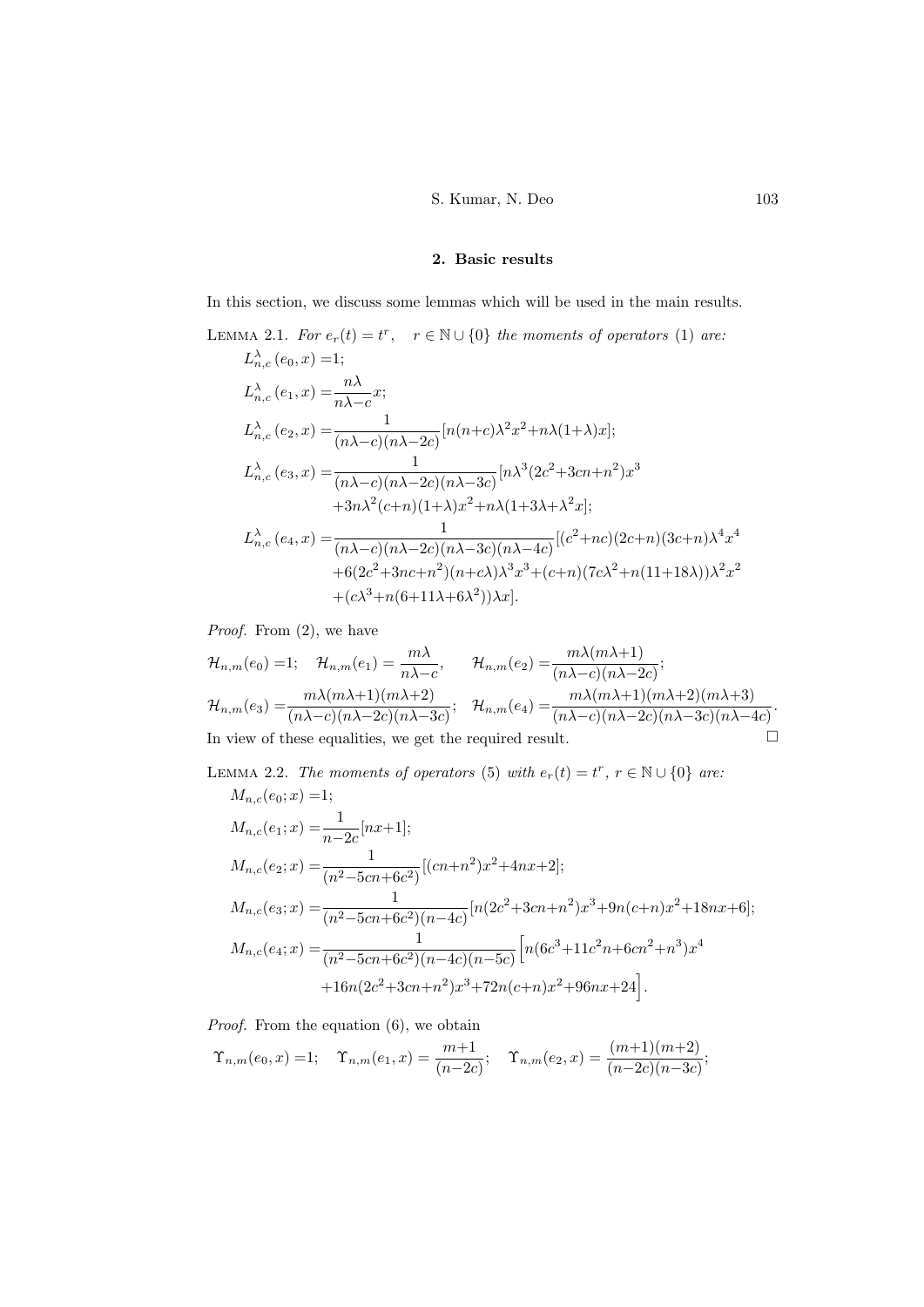## 2. Basic results

In this section, we discuss some lemmas which will be used in the main results.

LEMMA 2.1. *For $e_r(t) = t^r$, $r \in \mathbb{N} \cup \{0\}$ the moments of operators* (1) *are:*

$$
\begin{aligned}
L_{n,c}^{\lambda}(e_0, x) =& 1;\\
L_{n,c}^{\lambda}(e_1, x) =& \frac{n\lambda}{n\lambda - c}x;\\
L_{n,c}^{\lambda}(e_2, x) =& \frac{1}{(n\lambda - c)(n\lambda - 2c)}[n(n+c)\lambda^2 x^2 + n\lambda(1+\lambda)x];\\
L_{n,c}^{\lambda}(e_3, x) =& \frac{1}{(n\lambda - c)(n\lambda - 2c)(n\lambda - 3c)}[n\lambda^3(2c^2+3cn+n^2)x^3\\
&+3n\lambda^2(c+n)(1+\lambda)x^2 + n\lambda(1+3\lambda+\lambda^2 x];\\
L_{n,c}^{\lambda}(e_4, x) =& \frac{1}{(n\lambda - c)(n\lambda - 2c)(n\lambda - 3c)(n\lambda - 4c)}[(c^2+nc)(2c+n)(3c+n)\lambda^4 x^4\\
&+6(2c^2+3nc+n^2)(n+c\lambda)\lambda^3 x^3 + (c+n)(7c\lambda^2 + n(11+18\lambda))\lambda^2 x^2\\
&+(c\lambda^3 + n(6+11\lambda+6\lambda^2))\lambda x].
\end{aligned}
$$

*Proof.* From (2), we have

$$
\mathcal{H}_{n,m}(e_0) = 1; \quad \mathcal{H}_{n,m}(e_1) = \frac{m\lambda}{n\lambda - c}, \qquad \mathcal{H}_{n,m}(e_2) = \frac{m\lambda(m\lambda+1)}{(n\lambda - c)(n\lambda - 2c)};
$$

$$
\mathcal{H}_{n,m}(e_3) = \frac{m\lambda(m\lambda+1)(m\lambda+2)}{(n\lambda - c)(n\lambda - 2c)(n\lambda - 3c)}; \quad \mathcal{H}_{n,m}(e_4) = \frac{m\lambda(m\lambda+1)(m\lambda+2)(m\lambda+3)}{(n\lambda - c)(n\lambda - 2c)(n\lambda - 3c)(n\lambda - 4c)}.
$$

In view of these equalities, we get the required result. □

LEMMA 2.2. *The moments of operators* (5) *with $e_r(t) = t^r$, $r \in \mathbb{N} \cup \{0\}$ are:*

$$
\begin{aligned}
M_{n,c}(e_0; x) =& 1;\\
M_{n,c}(e_1; x) =& \frac{1}{n-2c}[nx+1];\\
M_{n,c}(e_2; x) =& \frac{1}{(n^2 - 5cn + 6c^2)}[(cn+n^2)x^2 + 4nx + 2];\\
M_{n,c}(e_3; x) =& \frac{1}{(n^2 - 5cn + 6c^2)(n-4c)}[n(2c^2+3cn+n^2)x^3 + 9n(c+n)x^2 + 18nx + 6];\\
M_{n,c}(e_4; x) =& \frac{1}{(n^2 - 5cn + 6c^2)(n-4c)(n-5c)}\Big[n(6c^3+11c^2 n + 6cn^2 + n^3)x^4\\
&+16n(2c^2+3cn+n^2)x^3 + 72n(c+n)x^2 + 96nx + 24\Big].
\end{aligned}
$$

*Proof.* From the equation (6), we obtain

$$
\Upsilon_{n,m}(e_0, x) = 1; \quad \Upsilon_{n,m}(e_1, x) = \frac{m+1}{(n-2c)}; \quad \Upsilon_{n,m}(e_2, x) = \frac{(m+1)(m+2)}{(n-2c)(n-3c)};
$$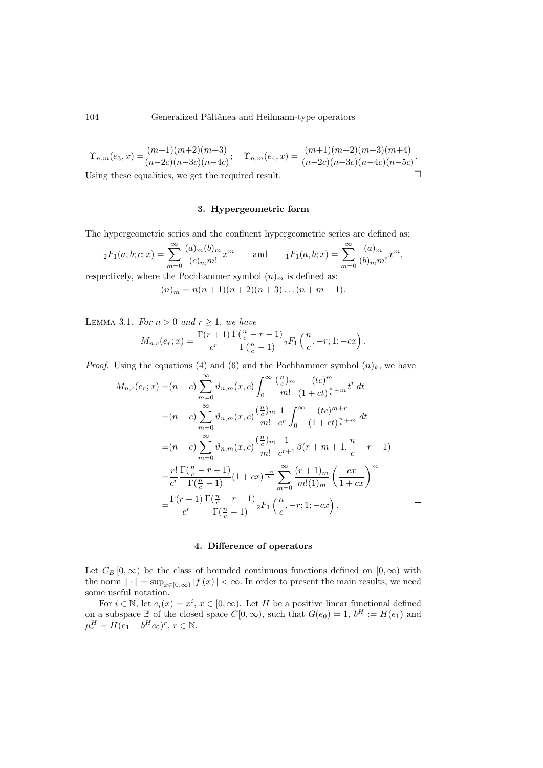$$\Upsilon_{n,m}(e_3,x) = \frac{(m+1)(m+2)(m+3)}{(n-2c)(n-3c)(n-4c)}; \quad \Upsilon_{n,m}(e_4,x) = \frac{(m+1)(m+2)(m+3)(m+4)}{(n-2c)(n-3c)(n-4c)(n-5c)}.$$

Using these equalities, we get the required result. □

## 3. Hypergeometric form

The hypergeometric series and the confluent hypergeometric series are defined as:

$$ {}_2F_1(a,b;c;x) = \sum_{m=0}^{\infty} \frac{(a)_m (b)_m}{(c)_m m!} x^m \qquad \text{and} \qquad {}_1F_1(a,b;x) = \sum_{m=0}^{\infty} \frac{(a)_m}{(b)_m m!} x^m,$$

respectively, where the Pochhammer symbol $(n)_m$ is defined as:

$$(n)_m = n(n+1)(n+2)(n+3)\dots(n+m-1).$$

Lemma 3.1. *For $n > 0$ and $r \geq 1$, we have*

$$M_{n,c}(e_r;x) = \frac{\Gamma(r+1)}{c^r} \frac{\Gamma(\frac{n}{c}-r-1)}{\Gamma(\frac{n}{c}-1)} {}_2F_1\left(\frac{n}{c}, -r; 1; -cx\right).$$

*Proof.* Using the equations (4) and (6) and the Pochhammer symbol $(n)_k$, we have

$$\begin{aligned}
M_{n,c}(e_r;x) =& (n-c) \sum_{m=0}^{\infty} \vartheta_{n,m}(x,c) \int_0^{\infty} \frac{(\frac{n}{c})_m}{m!} \frac{(tc)^m}{(1+ct)^{\frac{n}{c}+m}} t^r \, dt \\
=& (n-c) \sum_{m=0}^{\infty} \vartheta_{n,m}(x,c) \frac{(\frac{n}{c})_m}{m!} \frac{1}{c^r} \int_0^{\infty} \frac{(tc)^{m+r}}{(1+ct)^{\frac{n}{c}+m}} \, dt \\
=& (n-c) \sum_{m=0}^{\infty} \vartheta_{n,m}(x,c) \frac{(\frac{n}{c})_m}{m!} \frac{1}{c^{r+1}} \beta(r+m+1, \frac{n}{c}-r-1) \\
=& \frac{r!}{c^r} \frac{\Gamma(\frac{n}{c}-r-1)}{\Gamma(\frac{n}{c}-1)} (1+cx)^{\frac{-n}{c}} \sum_{m=0}^{\infty} \frac{(r+1)_m}{m!(1)_m} \left(\frac{cx}{1+cx}\right)^m \\
=& \frac{\Gamma(r+1)}{c^r} \frac{\Gamma(\frac{n}{c}-r-1)}{\Gamma(\frac{n}{c}-1)} {}_2F_1\left(\frac{n}{c}, -r; 1; -cx\right).
\end{aligned}$$

□

## 4. Difference of operators

Let $C_B[0,\infty)$ be the class of bounded continuous functions defined on $[0,\infty)$ with the norm $\|\cdot\| = \sup_{x\in[0,\infty)} |f(x)| < \infty$. In order to present the main results, we need some useful notation.

For $i \in \mathbb{N}$, let $e_i(x) = x^i$, $x \in [0,\infty)$. Let $H$ be a positive linear functional defined on a subspace $\mathbb{B}$ of the closed space $C[0,\infty)$, such that $G(e_0) = 1$, $b^H := H(e_1)$ and $\mu_r^H = H(e_1 - b^H e_0)^r$, $r \in \mathbb{N}$.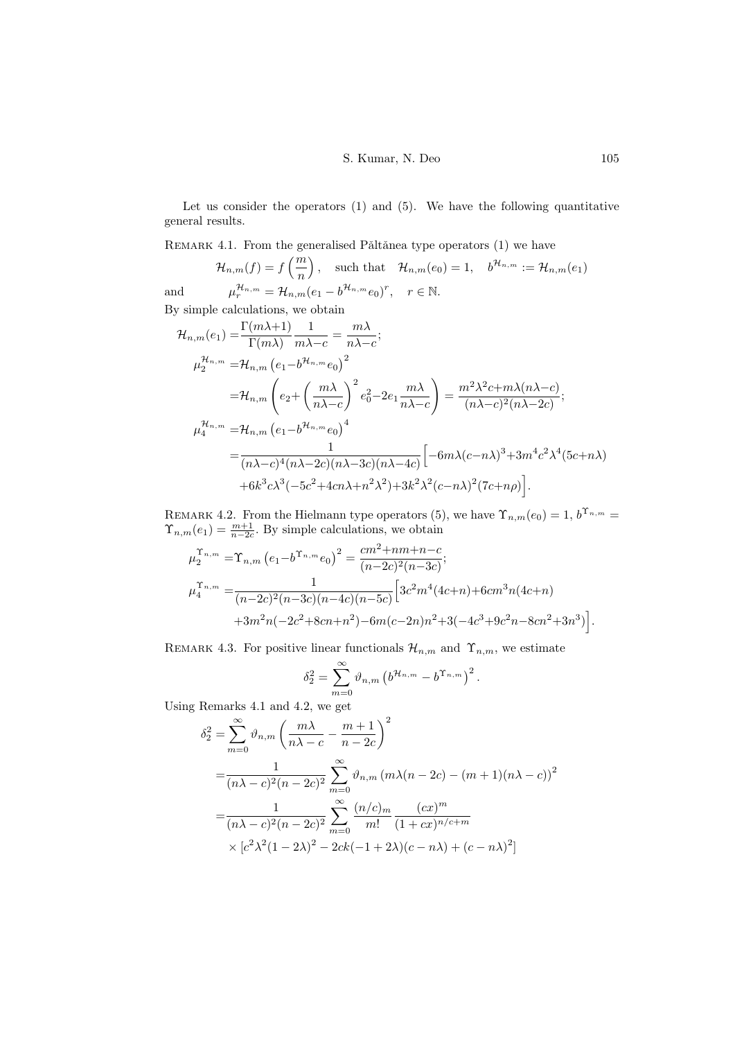Let us consider the operators (1) and (5). We have the following quantitative general results.

Remark 4.1. From the generalised Păltănea type operators (1) we have

$$\mathcal{H}_{n,m}(f) = f\left(\frac{m}{n}\right), \quad \text{such that} \quad \mathcal{H}_{n,m}(e_0) = 1, \quad b^{\mathcal{H}_{n,m}} := \mathcal{H}_{n,m}(e_1)$$

and $\qquad \mu_r^{\mathcal{H}_{n,m}} = \mathcal{H}_{n,m}(e_1 - b^{\mathcal{H}_{n,m}} e_0)^r, \quad r \in \mathbb{N}.$

By simple calculations, we obtain

$$\begin{aligned}
\mathcal{H}_{n,m}(e_1) =& \frac{\Gamma(m\lambda+1)}{\Gamma(m\lambda)} \frac{1}{m\lambda - c} = \frac{m\lambda}{n\lambda - c};\\
\mu_2^{\mathcal{H}_{n,m}} =& \mathcal{H}_{n,m}\left(e_1 - b^{\mathcal{H}_{n,m}} e_0\right)^2\\
=& \mathcal{H}_{n,m}\left(e_2 + \left(\frac{m\lambda}{n\lambda - c}\right)^2 e_0^2 - 2e_1 \frac{m\lambda}{n\lambda - c}\right) = \frac{m^2\lambda^2 c + m\lambda(n\lambda - c)}{(n\lambda - c)^2(n\lambda - 2c)};\\
\mu_4^{\mathcal{H}_{n,m}} =& \mathcal{H}_{n,m}\left(e_1 - b^{\mathcal{H}_{n,m}} e_0\right)^4\\
=& \frac{1}{(n\lambda - c)^4(n\lambda - 2c)(n\lambda - 3c)(n\lambda - 4c)}\Big[-6m\lambda(c - n\lambda)^3 + 3m^4c^2\lambda^4(5c + n\lambda)\\
&+ 6k^3c\lambda^3(-5c^2 + 4cn\lambda + n^2\lambda^2) + 3k^2\lambda^2(c - n\lambda)^2(7c + n\rho)\Big].
\end{aligned}$$

Remark 4.2. From the Hielmann type operators (5), we have $\Upsilon_{n,m}(e_0) = 1$, $b^{\Upsilon_{n,m}} = \Upsilon_{n,m}(e_1) = \frac{m+1}{n-2c}$. By simple calculations, we obtain

$$\begin{aligned}
\mu_2^{\Upsilon_{n,m}} =& \Upsilon_{n,m}\left(e_1 - b^{\Upsilon_{n,m}} e_0\right)^2 = \frac{cm^2 + nm + n - c}{(n-2c)^2(n-3c)};\\
\mu_4^{\Upsilon_{n,m}} =& \frac{1}{(n-2c)^2(n-3c)(n-4c)(n-5c)}\Big[3c^2m^4(4c+n) + 6cm^3n(4c+n)\\
&+ 3m^2n(-2c^2 + 8cn + n^2) - 6m(c - 2n)n^2 + 3(-4c^3 + 9c^2n - 8cn^2 + 3n^3)\Big].
\end{aligned}$$

Remark 4.3. For positive linear functionals $\mathcal{H}_{n,m}$ and $\Upsilon_{n,m}$, we estimate

$$\delta_2^2 = \sum_{m=0}^{\infty} \vartheta_{n,m}\left(b^{\mathcal{H}_{n,m}} - b^{\Upsilon_{n,m}}\right)^2.$$

Using Remarks 4.1 and 4.2, we get

$$\begin{aligned}
\delta_2^2 =& \sum_{m=0}^{\infty} \vartheta_{n,m}\left(\frac{m\lambda}{n\lambda - c} - \frac{m+1}{n-2c}\right)^2\\
=& \frac{1}{(n\lambda - c)^2(n-2c)^2} \sum_{m=0}^{\infty} \vartheta_{n,m}\left(m\lambda(n-2c) - (m+1)(n\lambda - c)\right)^2\\
=& \frac{1}{(n\lambda - c)^2(n-2c)^2} \sum_{m=0}^{\infty} \frac{(n/c)_m}{m!} \frac{(cx)^m}{(1+cx)^{n/c+m}}\\
&\times \left[c^2\lambda^2(1-2\lambda)^2 - 2ck(-1+2\lambda)(c - n\lambda) + (c - n\lambda)^2\right]
\end{aligned}$$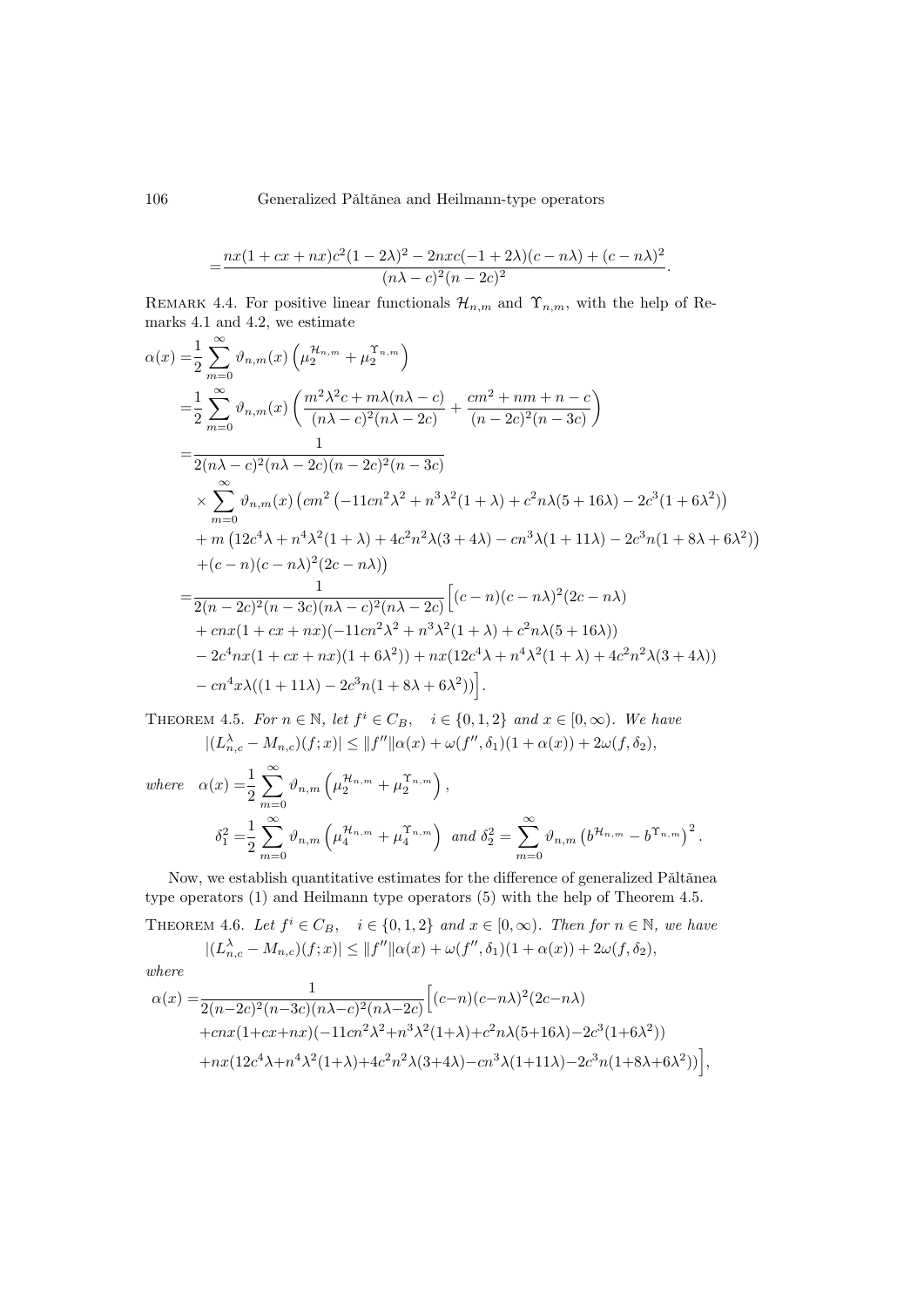$$=\frac{nx(1+cx+nx)c^2(1-2\lambda)^2-2nxc(-1+2\lambda)(c-n\lambda)+(c-n\lambda)^2}{(n\lambda-c)^2(n-2c)^2}.$$

Remark 4.4. For positive linear functionals $\mathcal{H}_{n,m}$ and $\Upsilon_{n,m}$, with the help of Remarks 4.1 and 4.2, we estimate

$$\begin{aligned}
\alpha(x) =&\frac{1}{2}\sum_{m=0}^{\infty}\vartheta_{n,m}(x)\left(\mu_2^{\mathcal{H}_{n,m}}+\mu_2^{\Upsilon_{n,m}}\right)\\
=&\frac{1}{2}\sum_{m=0}^{\infty}\vartheta_{n,m}(x)\left(\frac{m^2\lambda^2c+m\lambda(n\lambda-c)}{(n\lambda-c)^2(n\lambda-2c)}+\frac{cm^2+nm+n-c}{(n-2c)^2(n-3c)}\right)\\
=&\frac{1}{2(n\lambda-c)^2(n\lambda-2c)(n-2c)^2(n-3c)}\\
&\times\sum_{m=0}^{\infty}\vartheta_{n,m}(x)\left(cm^2\left(-11cn^2\lambda^2+n^3\lambda^2(1+\lambda)+c^2n\lambda(5+16\lambda)-2c^3(1+6\lambda^2)\right)\right.\\
&+m\left(12c^4\lambda+n^4\lambda^2(1+\lambda)+4c^2n^2\lambda(3+4\lambda)-cn^3\lambda(1+11\lambda)-2c^3n(1+8\lambda+6\lambda^2)\right)\\
&\left.+(c-n)(c-n\lambda)^2(2c-n\lambda)\right)\\
=&\frac{1}{2(n-2c)^2(n-3c)(n\lambda-c)^2(n\lambda-2c)}\Big[(c-n)(c-n\lambda)^2(2c-n\lambda)\\
&+cnx(1+cx+nx)(-11cn^2\lambda^2+n^3\lambda^2(1+\lambda)+c^2n\lambda(5+16\lambda))\\
&-2c^4nx(1+cx+nx)(1+6\lambda^2))+nx(12c^4\lambda+n^4\lambda^2(1+\lambda)+4c^2n^2\lambda(3+4\lambda))\\
&-cn^4x\lambda((1+11\lambda)-2c^3n(1+8\lambda+6\lambda^2))\Big].
\end{aligned}$$

Theorem 4.5. *For $n\in\mathbb{N}$, let $f^i\in C_B$, $\quad i\in\{0,1,2\}$ and $x\in[0,\infty)$. We have*

$$|(L_{n,c}^{\lambda}-M_{n,c})(f;x)|\leq\|f''\|\alpha(x)+\omega(f'',\delta_1)(1+\alpha(x))+2\omega(f,\delta_2),$$

*where* $\quad \alpha(x)=\dfrac{1}{2}\displaystyle\sum_{m=0}^{\infty}\vartheta_{n,m}\left(\mu_2^{\mathcal{H}_{n,m}}+\mu_2^{\Upsilon_{n,m}}\right),$

$$\delta_1^2=\frac{1}{2}\sum_{m=0}^{\infty}\vartheta_{n,m}\left(\mu_4^{\mathcal{H}_{n,m}}+\mu_4^{\Upsilon_{n,m}}\right)\ \text{ and }\ \delta_2^2=\sum_{m=0}^{\infty}\vartheta_{n,m}\left(b^{\mathcal{H}_{n,m}}-b^{\Upsilon_{n,m}}\right)^2.$$

Now, we establish quantitative estimates for the difference of generalized Păltănea type operators (1) and Heilmann type operators (5) with the help of Theorem 4.5.

Theorem 4.6. *Let $f^i\in C_B$, $\quad i\in\{0,1,2\}$ and $x\in[0,\infty)$. Then for $n\in\mathbb{N}$, we have*

$$|(L_{n,c}^{\lambda}-M_{n,c})(f;x)|\leq\|f''\|\alpha(x)+\omega(f'',\delta_1)(1+\alpha(x))+2\omega(f,\delta_2),$$

*where*

$$\begin{aligned}
\alpha(x)=&\frac{1}{2(n-2c)^2(n-3c)(n\lambda-c)^2(n\lambda-2c)}\Big[(c-n)(c-n\lambda)^2(2c-n\lambda)\\
&+cnx(1+cx+nx)(-11cn^2\lambda^2+n^3\lambda^2(1+\lambda)+c^2n\lambda(5+16\lambda)-2c^3(1+6\lambda^2))\\
&+nx(12c^4\lambda+n^4\lambda^2(1+\lambda)+4c^2n^2\lambda(3+4\lambda)-cn^3\lambda(1+11\lambda)-2c^3n(1+8\lambda+6\lambda^2))\Big],
\end{aligned}$$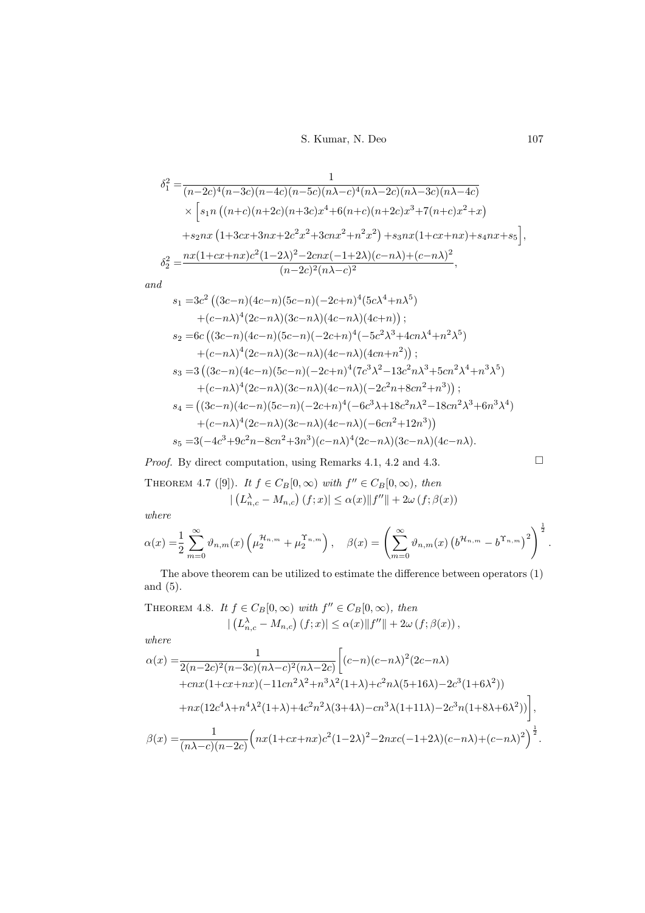$$
\begin{aligned}
\delta_1^2 =&\frac{1}{(n-2c)^4(n-3c)(n-4c)(n-5c)(n\lambda-c)^4(n\lambda-2c)(n\lambda-3c)(n\lambda-4c)}\\
&\times\Big[s_1 n\left((n+c)(n+2c)(n+3c)x^4+6(n+c)(n+2c)x^3+7(n+c)x^2+x\right)\\
&+s_2 nx\left(1+3cx+3nx+2c^2x^2+3cnx^2+n^2x^2\right)+s_3 nx(1+cx+nx)+s_4 nx+s_5\Big],\\
\delta_2^2 =&\frac{nx(1+cx+nx)c^2(1-2\lambda)^2-2cnx(-1+2\lambda)(c-n\lambda)+(c-n\lambda)^2}{(n-2c)^2(n\lambda-c)^2},
\end{aligned}
$$

*and*

$$
\begin{aligned}
s_1 =&3c^2\left((3c-n)(4c-n)(5c-n)(-2c+n)^4(5c\lambda^4+n\lambda^5)\right.\\
&\left.+(c-n\lambda)^4(2c-n\lambda)(3c-n\lambda)(4c-n\lambda)(4c+n)\right);\\
s_2 =&6c\left((3c-n)(4c-n)(5c-n)(-2c+n)^4(-5c^2\lambda^3+4cn\lambda^4+n^2\lambda^5)\right.\\
&\left.+(c-n\lambda)^4(2c-n\lambda)(3c-n\lambda)(4c-n\lambda)(4cn+n^2)\right);\\
s_3 =&3\left((3c-n)(4c-n)(5c-n)(-2c+n)^4(7c^3\lambda^2-13c^2n\lambda^3+5cn^2\lambda^4+n^3\lambda^5)\right.\\
&\left.+(c-n\lambda)^4(2c-n\lambda)(3c-n\lambda)(4c-n\lambda)(-2c^2n+8cn^2+n^3)\right);\\
s_4 =&\left((3c-n)(4c-n)(5c-n)(-2c+n)^4(-6c^3\lambda+18c^2n\lambda^2-18cn^2\lambda^3+6n^3\lambda^4)\right.\\
&\left.+(c-n\lambda)^4(2c-n\lambda)(3c-n\lambda)(4c-n\lambda)(-6cn^2+12n^3)\right)\\
s_5 =&3(-4c^3+9c^2n-8cn^2+3n^3)(c-n\lambda)^4(2c-n\lambda)(3c-n\lambda)(4c-n\lambda).
\end{aligned}
$$

*Proof.* By direct computation, using Remarks 4.1, 4.2 and 4.3. □

THEOREM 4.7 ([9]). *It $f \in C_B[0,\infty)$ with $f'' \in C_B[0,\infty)$, then*

$$
\left|\left(L_{n,c}^{\lambda}-M_{n,c}\right)(f;x)\right| \le \alpha(x)\|f''\| + 2\omega\left(f;\beta(x)\right)
$$

*where*

$$
\alpha(x)=\frac{1}{2}\sum_{m=0}^{\infty}\vartheta_{n,m}(x)\left(\mu_2^{\mathcal{H}_{n,m}}+\mu_2^{\Upsilon_{n,m}}\right),\quad \beta(x)=\left(\sum_{m=0}^{\infty}\vartheta_{n,m}(x)\left(b^{\mathcal{H}_{n,m}}-b^{\Upsilon_{n,m}}\right)^2\right)^{\frac{1}{2}}.
$$

The above theorem can be utilized to estimate the difference between operators (1) and (5).

THEOREM 4.8. *It $f \in C_B[0,\infty)$ with $f'' \in C_B[0,\infty)$, then*

$$
\left|\left(L_{n,c}^{\lambda}-M_{n,c}\right)(f;x)\right| \le \alpha(x)\|f''\| + 2\omega\left(f;\beta(x)\right),
$$

*where*

$$
\begin{aligned}
\alpha(x) =&\frac{1}{2(n-2c)^2(n-3c)(n\lambda-c)^2(n\lambda-2c)}\Big[(c-n)(c-n\lambda)^2(2c-n\lambda)\\
&+cnx(1+cx+nx)(-11cn^2\lambda^2+n^3\lambda^2(1+\lambda)+c^2n\lambda(5+16\lambda)-2c^3(1+6\lambda^2))\\
&+nx(12c^4\lambda+n^4\lambda^2(1+\lambda)+4c^2n^2\lambda(3+4\lambda)-cn^3\lambda(1+11\lambda)-2c^3n(1+8\lambda+6\lambda^2))\Big],\\
\beta(x) =&\frac{1}{(n\lambda-c)(n-2c)}\Big(nx(1+cx+nx)c^2(1-2\lambda)^2-2nxc(-1+2\lambda)(c-n\lambda)+(c-n\lambda)^2\Big)^{\frac{1}{2}}.
\end{aligned}
$$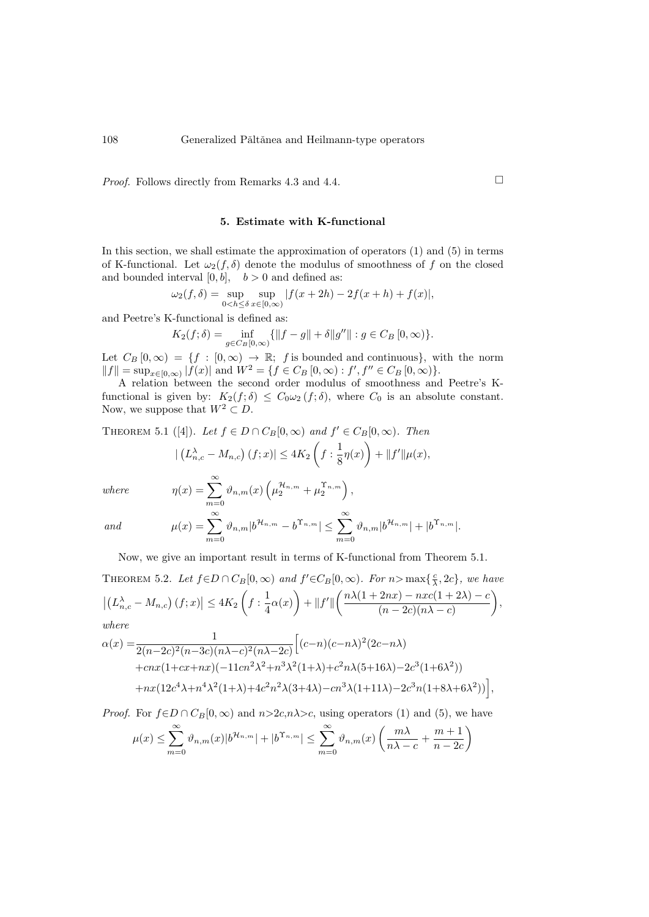*Proof.* Follows directly from Remarks 4.3 and 4.4. □

## 5. Estimate with K-functional

In this section, we shall estimate the approximation of operators (1) and (5) in terms of K-functional. Let $\omega_2(f,\delta)$ denote the modulus of smoothness of $f$ on the closed and bounded interval $[0,b]$, $\quad b>0$ and defined as:

$$\omega_2(f,\delta) = \sup_{0<h\leq\delta}\sup_{x\in[0,\infty)}|f(x+2h)-2f(x+h)+f(x)|,$$

and Peetre's K-functional is defined as:

$$K_2(f;\delta) = \inf_{g\in C_B[0,\infty)}\{\|f-g\|+\delta\|g''\| : g\in C_B\,[0,\infty)\}.$$

Let $C_B\,[0,\infty) = \{f : [0,\infty)\to\mathbb{R};\ f \text{ is bounded and continuous}\}$, with the norm $\|f\| = \sup_{x\in[0,\infty)}|f(x)|$ and $W^2 = \{f\in C_B\,[0,\infty) : f', f''\in C_B\,[0,\infty)\}$.

A relation between the second order modulus of smoothness and Peetre's K-functional is given by: $K_2(f;\delta)\leq C_0\omega_2\,(f;\delta)$, where $C_0$ is an absolute constant. Now, we suppose that $W^2\subset D$.

THEOREM 5.1 ([4]). *Let $f\in D\cap C_B[0,\infty)$ and $f'\in C_B[0,\infty)$. Then*

$$|\left(L_{n,c}^{\lambda}-M_{n,c}\right)(f;x)|\leq 4K_2\left(f:\frac{1}{8}\eta(x)\right)+\|f'\|\mu(x),$$

*where*
$$\eta(x)=\sum_{m=0}^{\infty}\vartheta_{n,m}(x)\left(\mu_2^{\mathcal{H}_{n,m}}+\mu_2^{\Upsilon_{n,m}}\right),$$

*and*
$$\mu(x)=\sum_{m=0}^{\infty}\vartheta_{n,m}|b^{\mathcal{H}_{n,m}}-b^{\Upsilon_{n,m}}|\leq\sum_{m=0}^{\infty}\vartheta_{n,m}|b^{\mathcal{H}_{n,m}}|+|b^{\Upsilon_{n,m}}|.$$

Now, we give an important result in terms of K-functional from Theorem 5.1.

THEOREM 5.2. *Let $f\in D\cap C_B[0,\infty)$ and $f'\in C_B[0,\infty)$. For $n>\max\{\frac{c}{\lambda},2c\}$, we have*

$$\left|\left(L_{n,c}^{\lambda}-M_{n,c}\right)(f;x)\right|\leq 4K_2\left(f:\frac{1}{4}\alpha(x)\right)+\|f'\|\bigg(\frac{n\lambda(1+2nx)-nxc(1+2\lambda)-c}{(n-2c)(n\lambda-c)}\bigg),$$

*where*

$$\begin{aligned}\alpha(x)=&\frac{1}{2(n-2c)^2(n-3c)(n\lambda-c)^2(n\lambda-2c)}\Big[(c-n)(c-n\lambda)^2(2c-n\lambda)\\&+cnx(1+cx+nx)(-11cn^2\lambda^2+n^3\lambda^2(1+\lambda)+c^2n\lambda(5+16\lambda)-2c^3(1+6\lambda^2))\\&+nx(12c^4\lambda+n^4\lambda^2(1+\lambda)+4c^2n^2\lambda(3+4\lambda)-cn^3\lambda(1+11\lambda)-2c^3n(1+8\lambda+6\lambda^2))\Big],\end{aligned}$$

*Proof.* For $f\in D\cap C_B[0,\infty)$ and $n>2c, n\lambda>c$, using operators (1) and (5), we have

$$\mu(x)\leq\sum_{m=0}^{\infty}\vartheta_{n,m}(x)|b^{\mathcal{H}_{n,m}}|+|b^{\Upsilon_{n,m}}|\leq\sum_{m=0}^{\infty}\vartheta_{n,m}(x)\left(\frac{m\lambda}{n\lambda-c}+\frac{m+1}{n-2c}\right)$$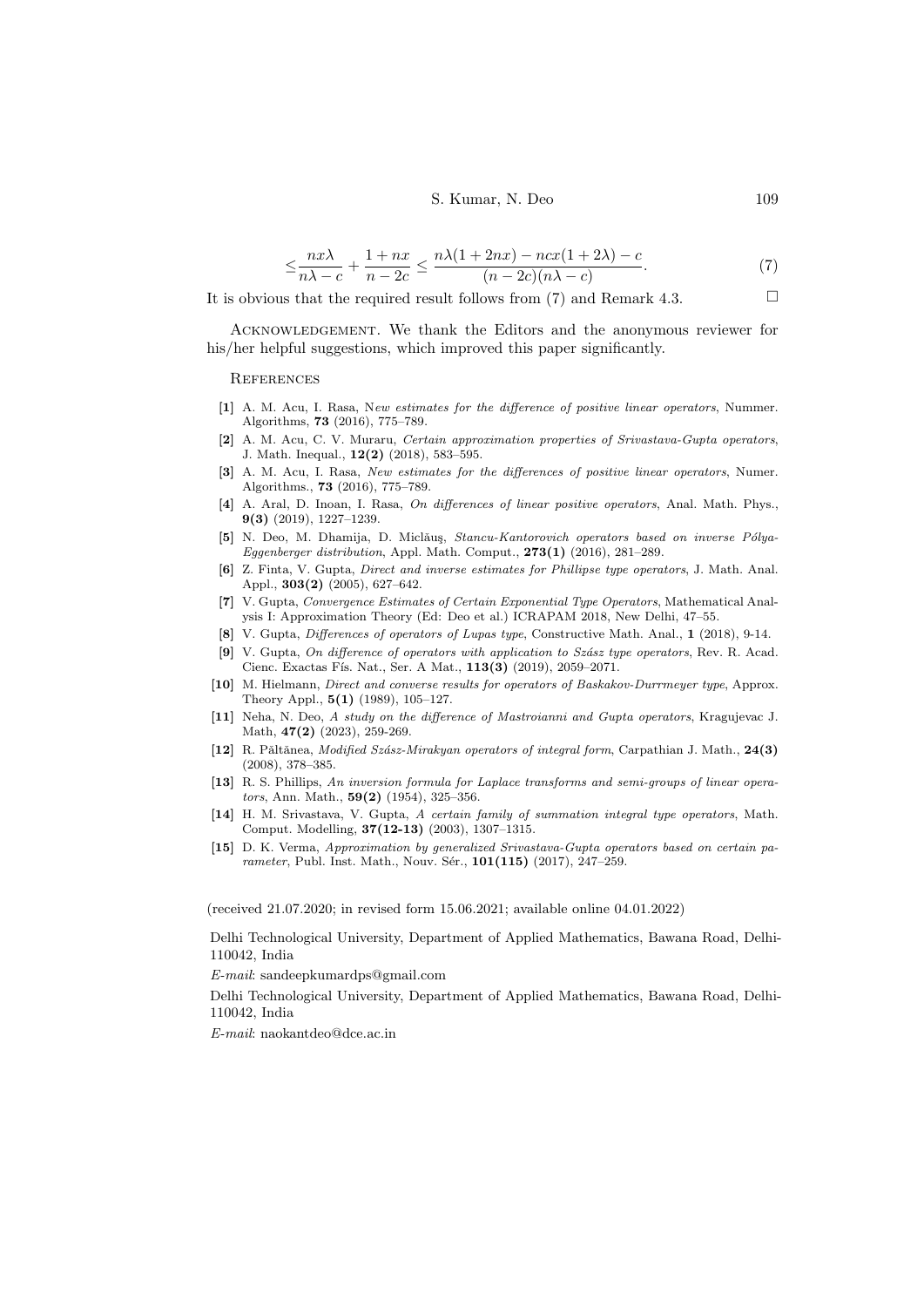$$\leq \frac{nx\lambda}{n\lambda - c} + \frac{1+nx}{n-2c} \leq \frac{n\lambda(1+2nx) - ncx(1+2\lambda) - c}{(n-2c)(n\lambda - c)}. \tag{7}$$

It is obvious that the required result follows from (7) and Remark 4.3. $\square$

Acknowledgement. We thank the Editors and the anonymous reviewer for his/her helpful suggestions, which improved this paper significantly.

## References

[1] A. M. Acu, I. Rasa, *New estimates for the difference of positive linear operators*, Nummer. Algorithms, **73** (2016), 775–789.

[2] A. M. Acu, C. V. Muraru, *Certain approximation properties of Srivastava-Gupta operators*, J. Math. Inequal., **12(2)** (2018), 583–595.

[3] A. M. Acu, I. Rasa, *New estimates for the differences of positive linear operators*, Numer. Algorithms., **73** (2016), 775–789.

[4] A. Aral, D. Inoan, I. Rasa, *On differences of linear positive operators*, Anal. Math. Phys., **9(3)** (2019), 1227–1239.

[5] N. Deo, M. Dhamija, D. Miclăuş, *Stancu-Kantorovich operators based on inverse Pólya-Eggenberger distribution*, Appl. Math. Comput., **273(1)** (2016), 281–289.

[6] Z. Finta, V. Gupta, *Direct and inverse estimates for Phillipse type operators*, J. Math. Anal. Appl., **303(2)** (2005), 627–642.

[7] V. Gupta, *Convergence Estimates of Certain Exponential Type Operators*, Mathematical Analysis I: Approximation Theory (Ed: Deo et al.) ICRAPAM 2018, New Delhi, 47–55.

[8] V. Gupta, *Differences of operators of Lupas type*, Constructive Math. Anal., **1** (2018), 9-14.

[9] V. Gupta, *On difference of operators with application to Szász type operators*, Rev. R. Acad. Cienc. Exactas Fís. Nat., Ser. A Mat., **113(3)** (2019), 2059–2071.

[10] M. Hielmann, *Direct and converse results for operators of Baskakov-Durrmeyer type*, Approx. Theory Appl., **5(1)** (1989), 105–127.

[11] Neha, N. Deo, *A study on the difference of Mastroianni and Gupta operators*, Kragujevac J. Math, **47(2)** (2023), 259-269.

[12] R. Păltănea, *Modified Szász-Mirakyan operators of integral form*, Carpathian J. Math., **24(3)** (2008), 378–385.

[13] R. S. Phillips, *An inversion formula for Laplace transforms and semi-groups of linear operators*, Ann. Math., **59(2)** (1954), 325–356.

[14] H. M. Srivastava, V. Gupta, *A certain family of summation integral type operators*, Math. Comput. Modelling, **37(12-13)** (2003), 1307–1315.

[15] D. K. Verma, *Approximation by generalized Srivastava-Gupta operators based on certain parameter*, Publ. Inst. Math., Nouv. Sér., **101(115)** (2017), 247–259.

(received 21.07.2020; in revised form 15.06.2021; available online 04.01.2022)

Delhi Technological University, Department of Applied Mathematics, Bawana Road, Delhi-110042, India

*E-mail*: sandeepkumardps@gmail.com

Delhi Technological University, Department of Applied Mathematics, Bawana Road, Delhi-110042, India

*E-mail*: naokantdeo@dce.ac.in